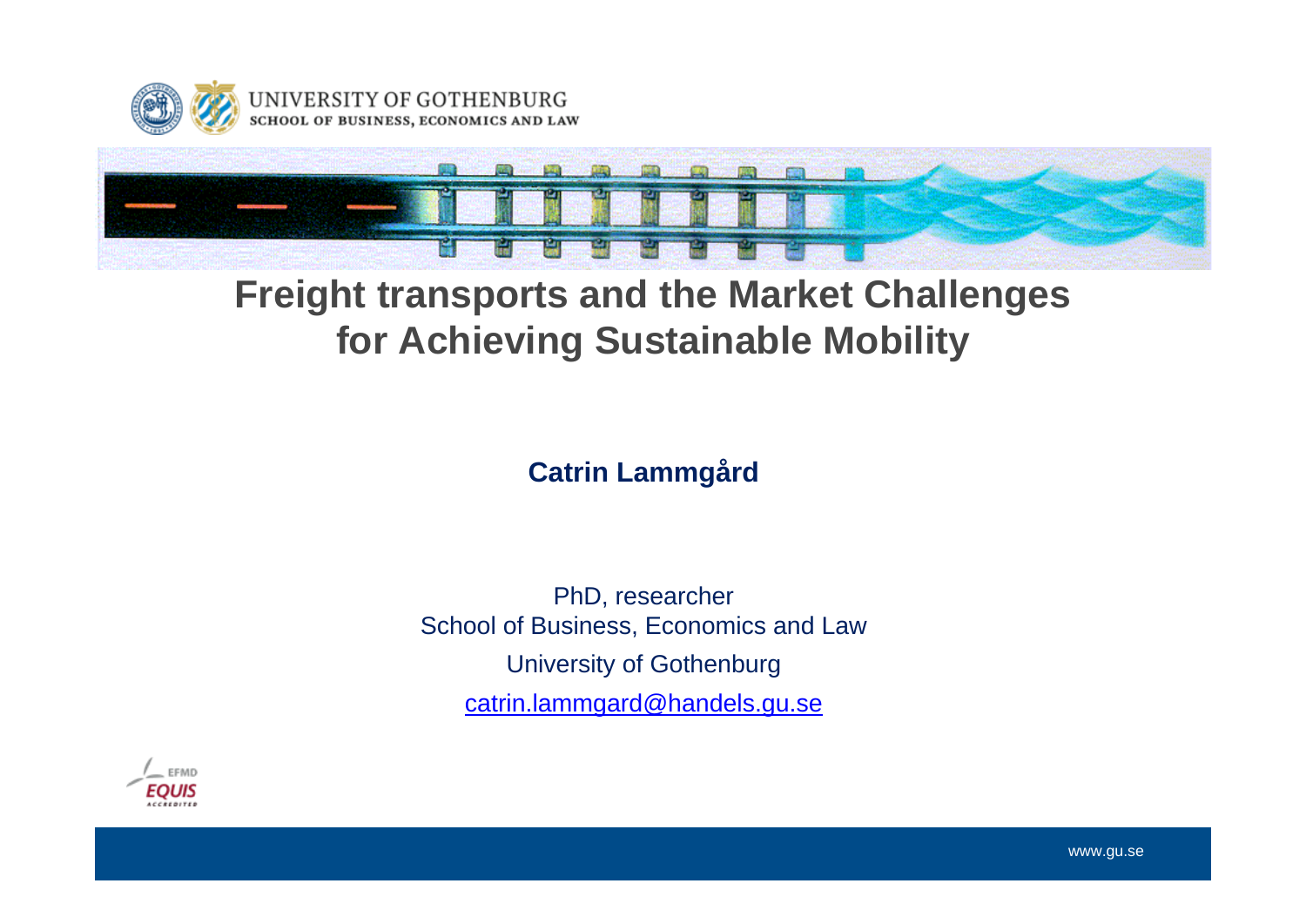UNIVERSITY OF GOTHENBURG
SCHOOL OF BUSINESS, ECONOMICS AND LAW

# Freight transports and the Market Challenges for Achieving Sustainable Mobility

**Catrin Lammgård**

PhD, researcher
School of Business, Economics and Law
University of Gothenburg
catrin.lammgard@handels.gu.se

EFMD EQUIS ACCREDITED

www.gu.se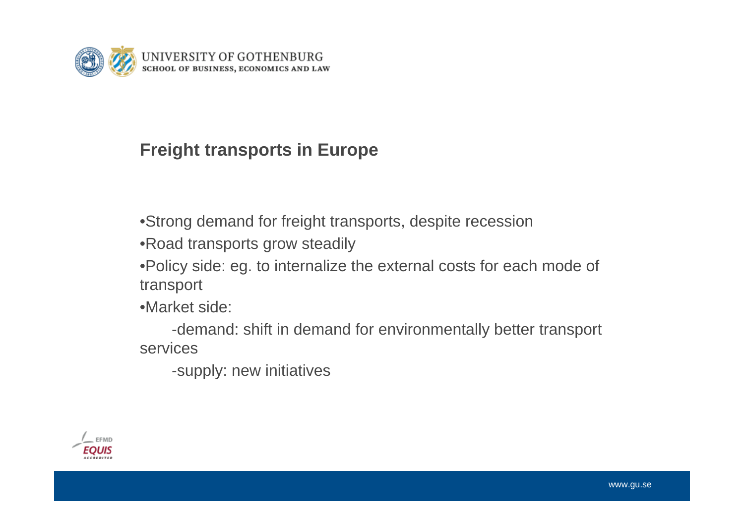## Freight transports in Europe

- Strong demand for freight transports, despite recession
- Road transports grow steadily
- Policy side: eg. to internalize the external costs for each mode of transport
- Market side:
  - -demand: shift in demand for environmentally better transport services
  - -supply: new initiatives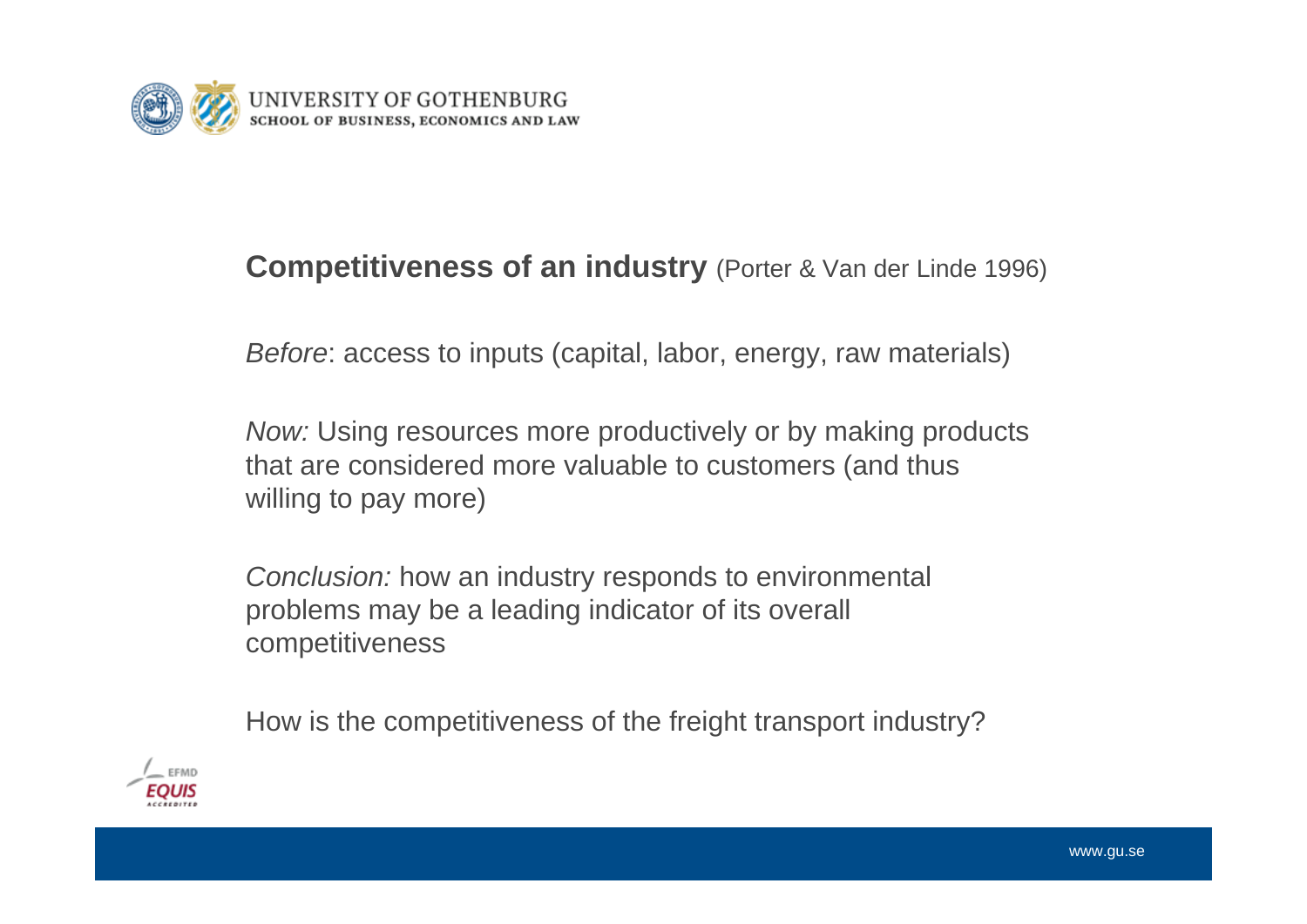## **Competitiveness of an industry** (Porter & Van der Linde 1996)

*Before*: access to inputs (capital, labor, energy, raw materials)

*Now:* Using resources more productively or by making products that are considered more valuable to customers (and thus willing to pay more)

*Conclusion:* how an industry responds to environmental problems may be a leading indicator of its overall competitiveness

How is the competitiveness of the freight transport industry?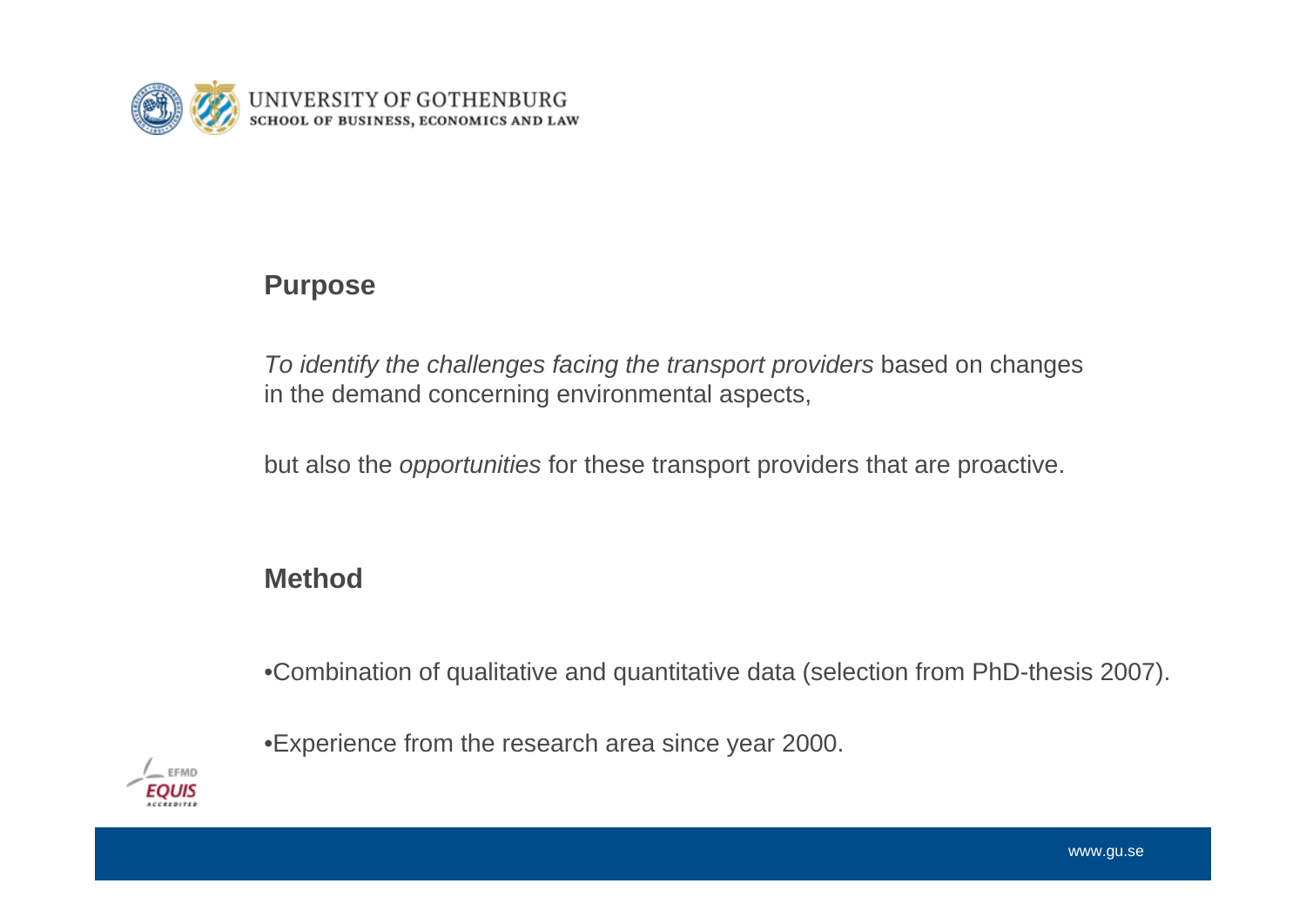## Purpose

*To identify the challenges facing the transport providers* based on changes in the demand concerning environmental aspects,

but also the *opportunities* for these transport providers that are proactive.

## Method

- Combination of qualitative and quantitative data (selection from PhD-thesis 2007).
- Experience from the research area since year 2000.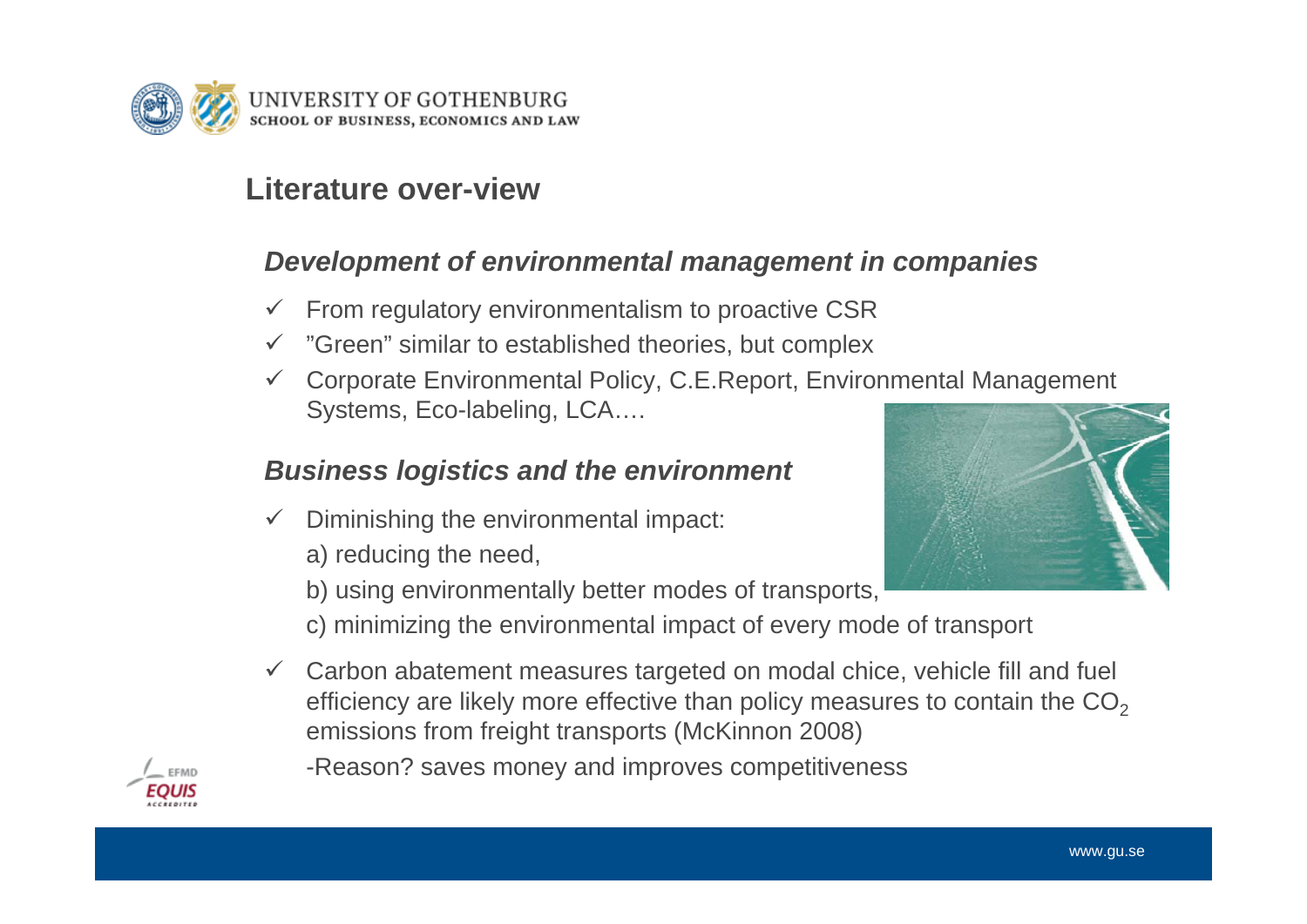## Literature over-view

### *Development of environmental management in companies*

- ✓ From regulatory environmentalism to proactive CSR
- ✓ ”Green” similar to established theories, but complex
- ✓ Corporate Environmental Policy, C.E.Report, Environmental Management Systems, Eco-labeling, LCA….

### *Business logistics and the environment*

- ✓ Diminishing the environmental impact:
  
  a) reducing the need,
  
  b) using environmentally better modes of transports,
  
  c) minimizing the environmental impact of every mode of transport

- ✓ Carbon abatement measures targeted on modal chice, vehicle fill and fuel efficiency are likely more effective than policy measures to contain the $CO_2$ emissions from freight transports (McKinnon 2008)
  
  -Reason? saves money and improves competitiveness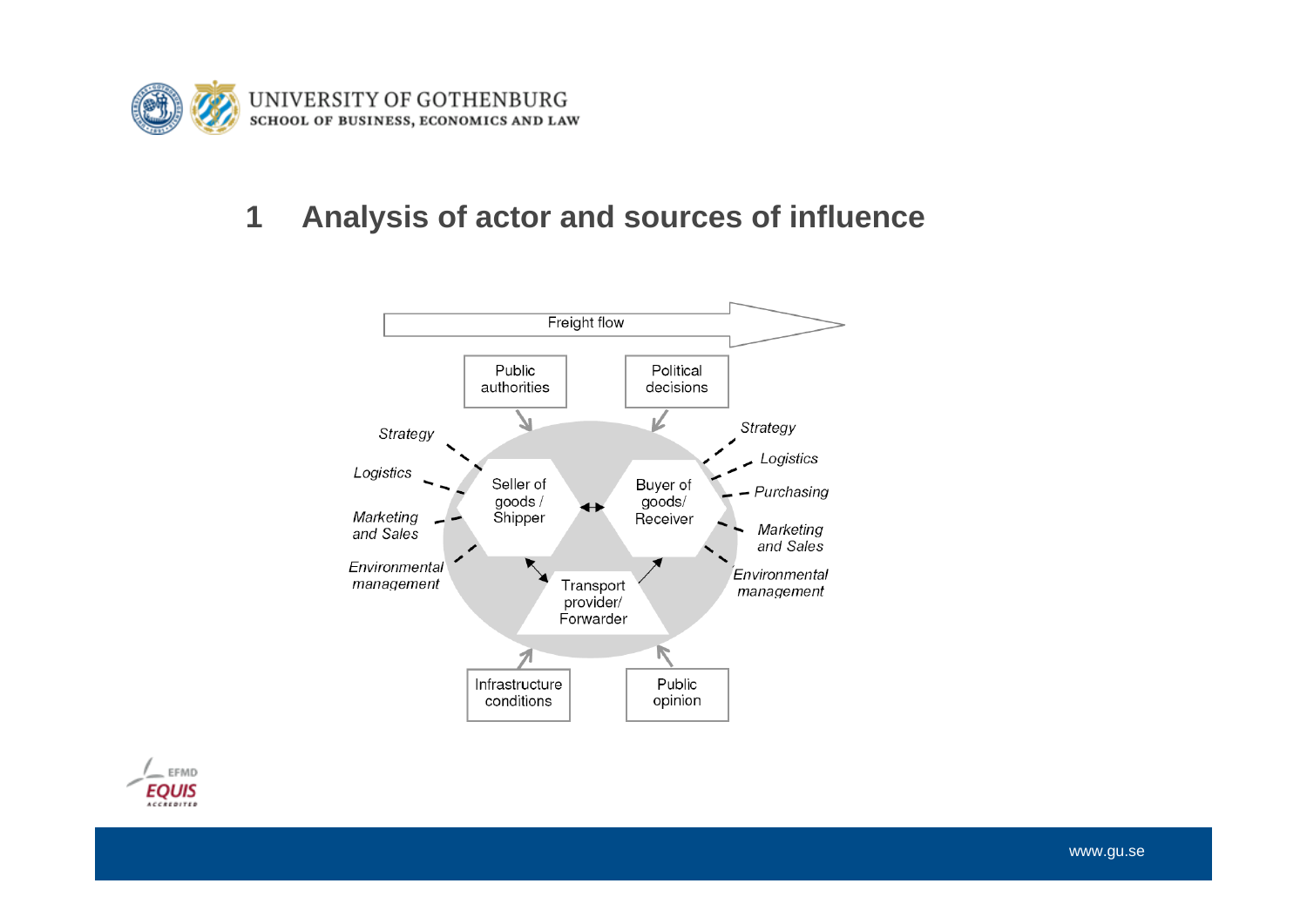# 1 Analysis of actor and sources of influence

Freight flow

Public authorities

Political decisions

Strategy

Logistics

Marketing and Sales

Environmental management

Seller of goods / Shipper

Buyer of goods/ Receiver

Strategy

Logistics

Purchasing

Marketing and Sales

Environmental management

Transport provider/ Forwarder

Infrastructure conditions

Public opinion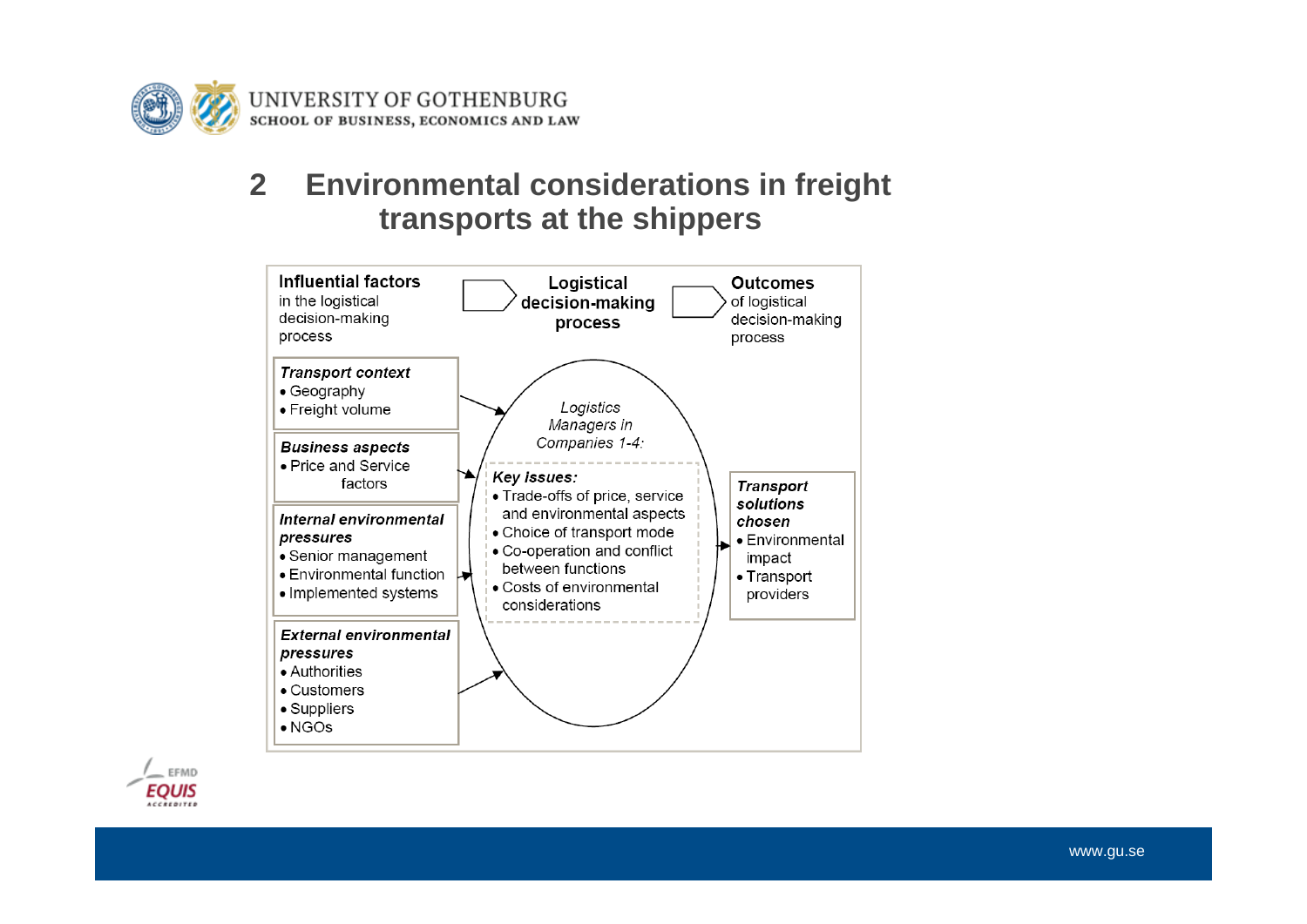## 2 Environmental considerations in freight transports at the shippers

**Influential factors** in the logistical decision-making process

***Transport context***
- Geography
- Freight volume

***Business aspects***
- Price and Service factors

***Internal environmental pressures***
- Senior management
- Environmental function
- Implemented systems

***External environmental pressures***
- Authorities
- Customers
- Suppliers
- NGOs

**Logistical decision-making process**

*Logistics Managers in Companies 1-4:*

***Key issues:***
- Trade-offs of price, service and environmental aspects
- Choice of transport mode
- Co-operation and conflict between functions
- Costs of environmental considerations

**Outcomes** of logistical decision-making process

***Transport solutions chosen***
- Environmental impact
- Transport providers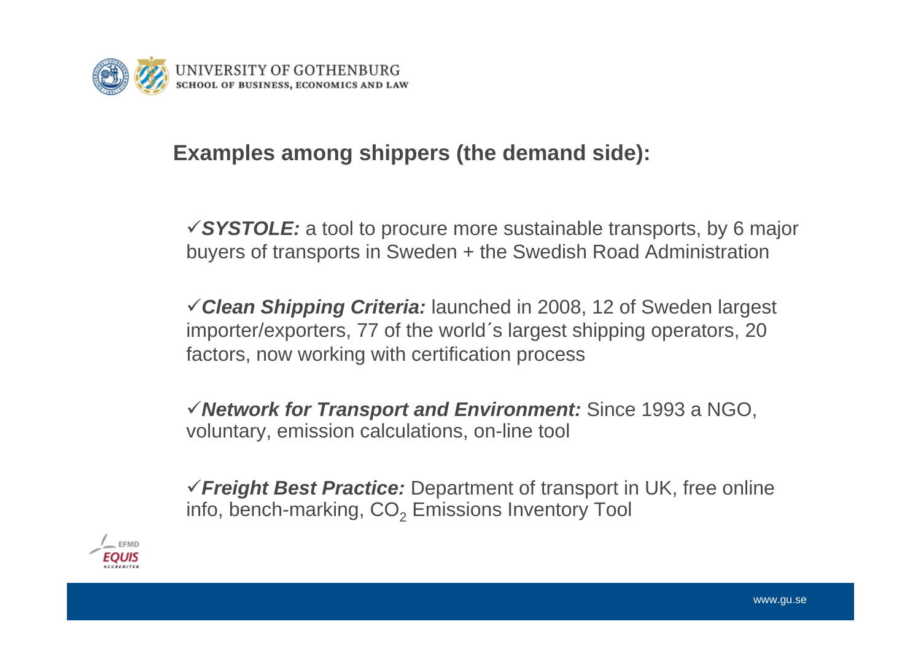## Examples among shippers (the demand side):

- ✓***SYSTOLE:*** a tool to procure more sustainable transports, by 6 major buyers of transports in Sweden + the Swedish Road Administration

- ✓***Clean Shipping Criteria:*** launched in 2008, 12 of Sweden largest importer/exporters, 77 of the world´s largest shipping operators, 20 factors, now working with certification process

- ✓***Network for Transport and Environment:*** Since 1993 a NGO, voluntary, emission calculations, on-line tool

- ✓***Freight Best Practice:*** Department of transport in UK, free online info, bench-marking, $CO_2$ Emissions Inventory Tool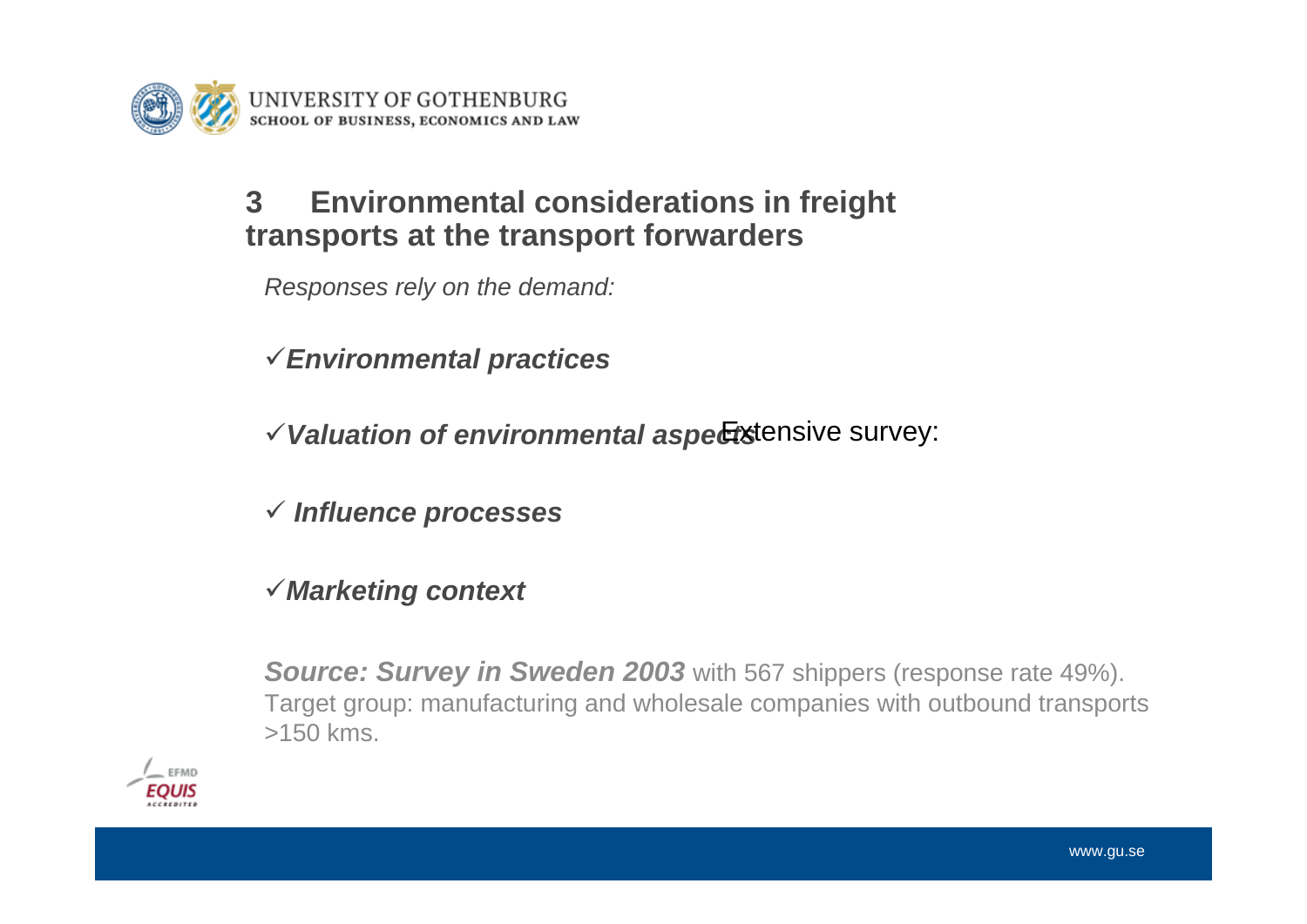## 3 Environmental considerations in freight transports at the transport forwarders

*Responses rely on the demand:*

Extensive survey:

✓***Environmental practices***

✓***Valuation of environmental aspects***

✓ ***Influence processes***

✓***Marketing context***

***Source: Survey in Sweden 2003*** with 567 shippers (response rate 49%). Target group: manufacturing and wholesale companies with outbound transports >150 kms.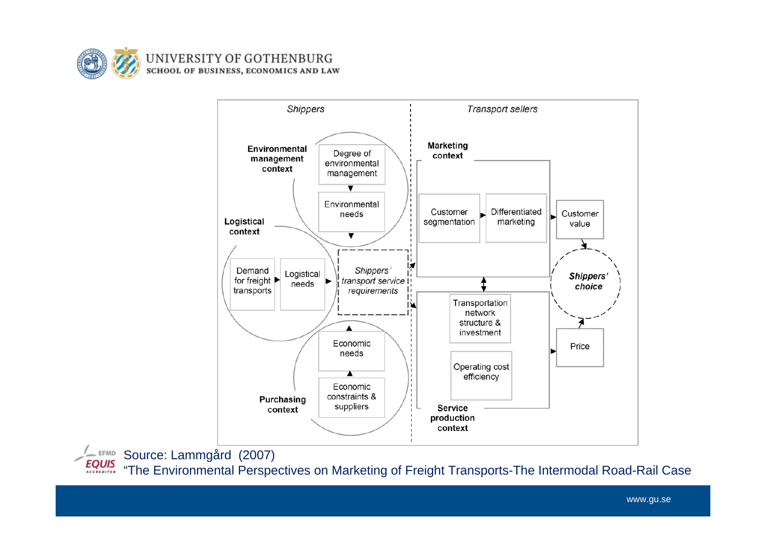Shippers | Transport sellers

**Environmental management context**

- Degree of environmental management
- Environmental needs

**Logistical context**

- Demand for freight transports
- Logistical needs

*Shippers' transport service requirements*

**Purchasing context**

- Economic needs
- Economic constraints & suppliers

**Marketing context**

- Customer segmentation
- Differentiated marketing

Customer value

***Shippers' choice***

**Service production context**

- Transportation network structure & investment
- Operating cost efficiency

Price

Source: Lammgård (2007)
"The Environmental Perspectives on Marketing of Freight Transports-The Intermodal Road-Rail Case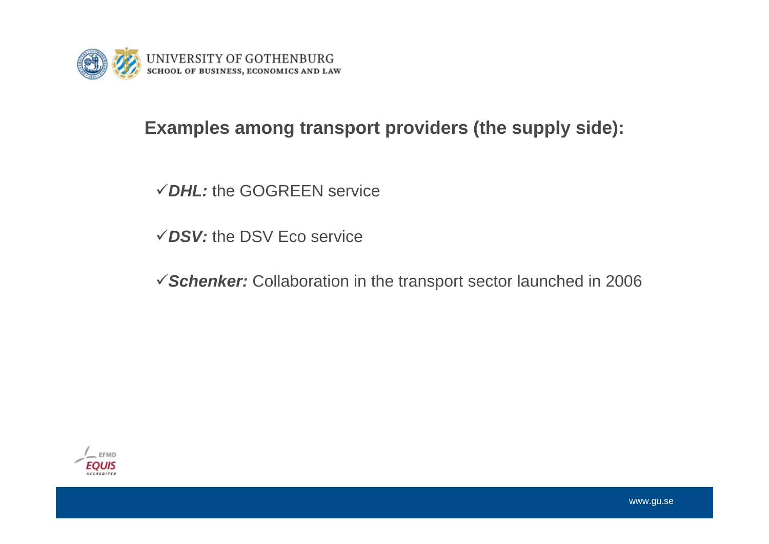## Examples among transport providers (the supply side):

- ✓***DHL:*** the GOGREEN service
- ✓***DSV:*** the DSV Eco service
- ✓***Schenker:*** Collaboration in the transport sector launched in 2006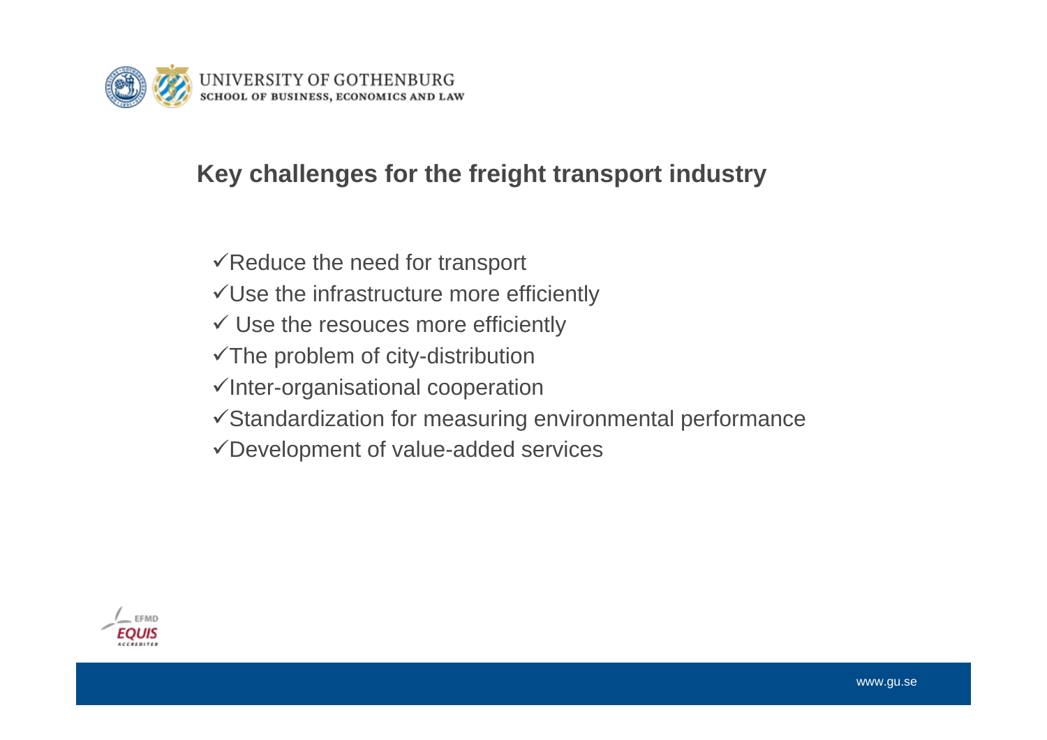## Key challenges for the freight transport industry

- ✓Reduce the need for transport
- ✓Use the infrastructure more efficiently
- ✓ Use the resouces more efficiently
- ✓The problem of city-distribution
- ✓Inter-organisational cooperation
- ✓Standardization for measuring environmental performance
- ✓Development of value-added services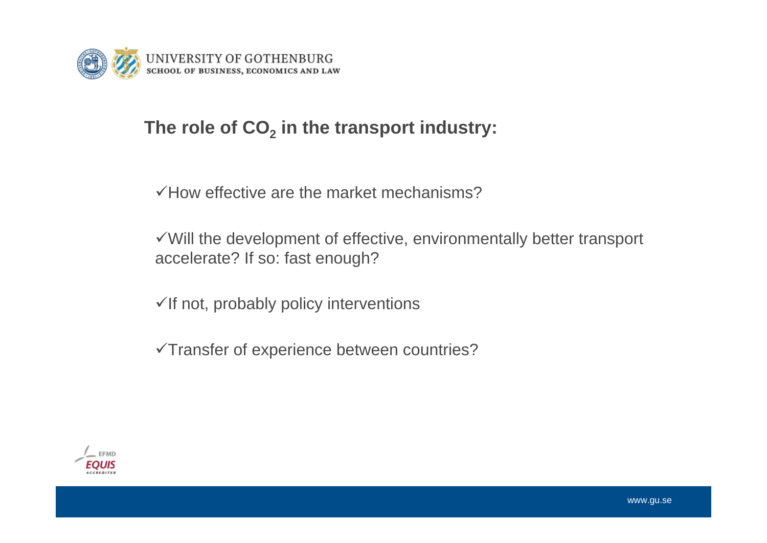## The role of $CO_2$ in the transport industry:

✓How effective are the market mechanisms?

✓Will the development of effective, environmentally better transport accelerate? If so: fast enough?

✓If not, probably policy interventions

✓Transfer of experience between countries?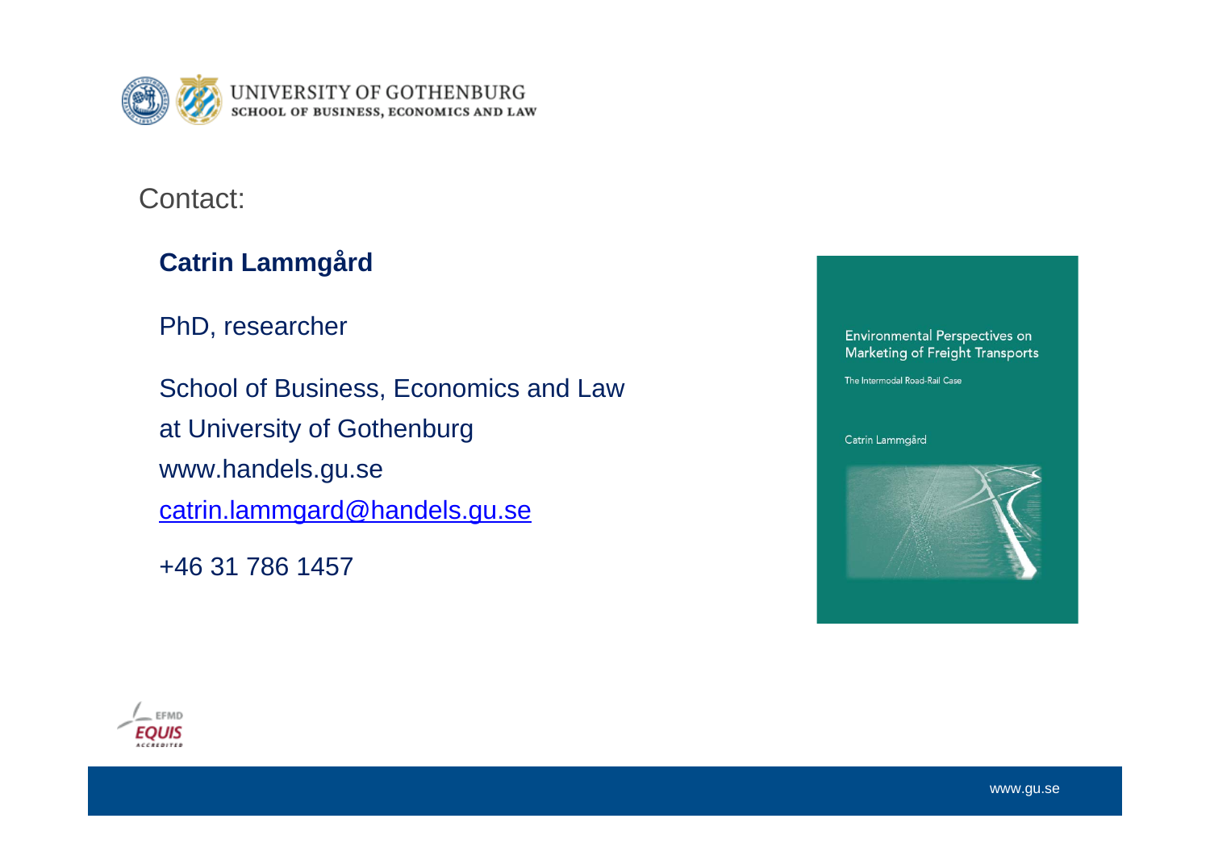UNIVERSITY OF GOTHENBURG
SCHOOL OF BUSINESS, ECONOMICS AND LAW

Contact:

**Catrin Lammgård**

PhD, researcher

School of Business, Economics and Law
at University of Gothenburg
www.handels.gu.se
catrin.lammgard@handels.gu.se

+46 31 786 1457

Environmental Perspectives on Marketing of Freight Transports

The Intermodal Road-Rail Case

Catrin Lammgård

EFMD EQUIS ACCREDITED

www.gu.se